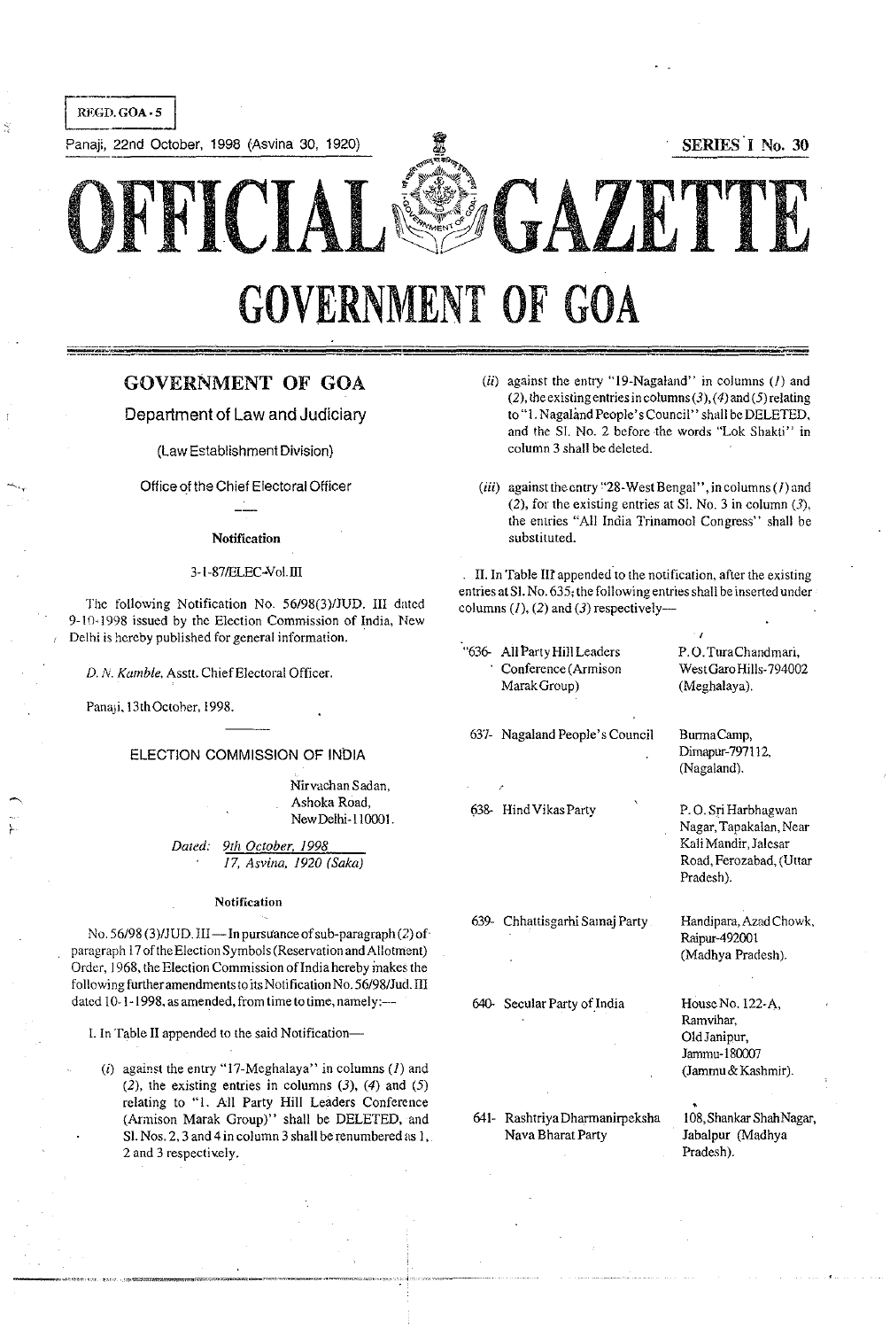REGD. GOA - 5

Panaji, 22nd October, 1998 (Asvina 30, 1920)

SERIES I No. 30

# OFFICIAL GAZETTE

# GOVERNMENT OF GOA

## GOVERNMENT OF GOA

### Department of Law and Judiciary

(Law Establishment Division)

Office of the Chief Electoral Officer

**Notification**

3-1-87/ELEC-Vol. III

The following Notification No. 56/98(3)/JUD. III dated 9-10-1998 issued by the Election Commission of India, New Delhi is hereby published for general information.

*D. N. Kamble*, Asstt. Chief Electoral Officer.

Panaji, 13th October, 1998.

---

### ELECTION COMMISSION OF INDIA

Nirvachan Sadan,
Ashoka Road,
New Delhi-110001.

*Dated: 9th October, 1998*
*17, Asvina, 1920 (Saka)*

**Notification**

No. 56/98 (3)/JUD. III — In pursuance of sub-paragraph (2) of paragraph 17 of the Election Symbols (Reservation and Allotment) Order, 1968, the Election Commission of India hereby makes the following further amendments to its Notification No. 56/98/Jud. III dated 10-1-1998, as amended, from time to time, namely:—

I. In Table II appended to the said Notification—

(*i*) against the entry "17-Meghalaya" in columns (*1*) and (*2*), the existing entries in columns (*3*), (*4*) and (*5*) relating to "1. All Party Hill Leaders Conference (Armison Marak Group)" shall be DELETED, and Sl. Nos. 2, 3 and 4 in column 3 shall be renumbered as 1, 2 and 3 respectively.

(*ii*) against the entry "19-Nagaland" in columns (*1*) and (*2*), the existing entries in columns (*3*), (*4*) and (*5*) relating to "1. Nagaland People's Council" shall be DELETED, and the Sl. No. 2 before the words "Lok Shakti" in column 3 shall be deleted.

(*iii*) against the entry "28-West Bengal", in columns (*1*) and (*2*), for the existing entries at Sl. No. 3 in column (*3*), the entries "All India Trinamool Congress" shall be substituted.

II. In Table III appended to the notification, after the existing entries at Sl. No. 635, the following entries shall be inserted under columns (*1*), (*2*) and (*3*) respectively—

| | | |
|---|---|---|
| "636- | All Party Hill Leaders Conference (Armison Marak Group) | P. O. Tura Chandmari, West Garo Hills-794002 (Meghalaya). |
| 637- | Nagaland People's Council | Burma Camp, Dimapur-797112, (Nagaland). |
| 638- | Hind Vikas Party | P. O. Sri Harbhagwan Nagar, Tapakalan, Near Kali Mandir, Jalesar Road, Ferozabad, (Uttar Pradesh). |
| 639- | Chhattisgarhi Samaj Party | Handipara, Azad Chowk, Raipur-492001 (Madhya Pradesh). |
| 640- | Secular Party of India | House No. 122-A, Ramvihar, Old Janipur, Jammu-180007 (Jammu & Kashmir). |
| 641- | Rashtriya Dharmanirpeksha Nava Bharat Party | 108, Shankar Shah Nagar, Jabalpur (Madhya Pradesh). |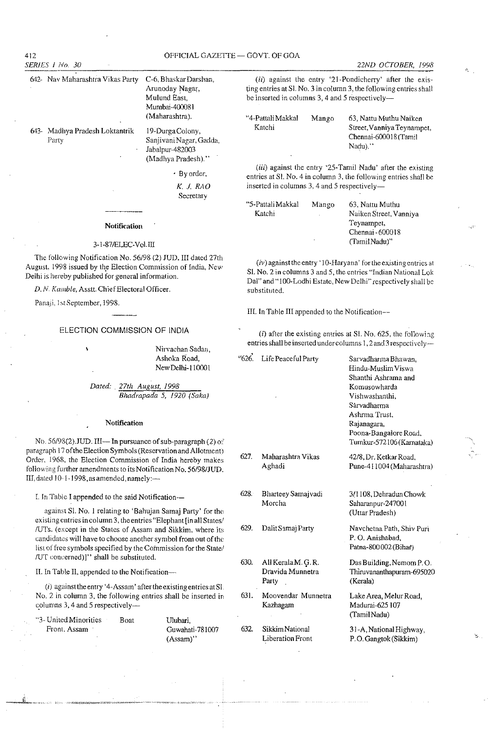| | | |
|---|---|---|
| 642- | Nav Maharashtra Vikas Party | C-6, Bhaskar Darshan, Arunoday Nagar, Mulund East, Mumbai-400081 (Maharashtra). |
| 643- | Madhya Pradesh Loktantrik Party | 19-Durga Colony, Sanjivani Nagar, Gadda, Jabalpur-482003 (Madhya Pradesh)." |

By order,

*K. J. RAO*
Secretary

---

### Notification

3-1-87/ELEC-Vol.III

The following Notification No. 56/98 (2) JUD. III dated 27th August, 1998 issued by the Election Commission of India, New Delhi is hereby published for general information.

*D. N. Kamble*, Asstt. Chief Electoral Officer.

Panaji, 1st September, 1998.

---

## ELECTION COMMISSION OF INDIA

Nirvachan Sadan,
Ashoka Road,
New Delhi-110001

*Dated: 27th August, 1998*
*Bhadrapada 5, 1920 (Saka)*

### Notification

No. 56/98(2).JUD. III— **In pursuance of sub-paragraph (2) of paragraph 17 of the Election Symbols (Reservation and Allotment) Order, 1968, the Election Commission of India hereby makes following further amendments to its Notification No. 56/98/JUD. III, dated 10-1-1998, as amended, namely:—**

I. In Table I appended to the said Notification—

against Sl. No. 1 relating to 'Bahujan Samaj Party' for the existing entries in column 3, the entries "Elephant [in all States/ /UTs. (except in the States of Assam and Sikkim, where its candidates will have to choose another symbol from out of the list of free symbols specified by the Commission for the State/ /UT concerned)]" shall be substituted.

II. In Table II, appended to the Notification—

(*i*) against the entry '4-Assam' after the existing entries at Sl. No. 2 in column 3, the following entries shall be inserted in columns 3, 4 and 5 respectively—

| | | |
|---|---|---|
| "3- United Minorities Front, Assam | Boat | Ulubari, Guwahati-781007 (Assam)" |

(*ii*) against the entry '21-Pondicherry' after the existing entries at Sl. No. 3 in column 3, the following entries shall be inserted in columns 3, 4 and 5 respectively—

| | | |
|---|---|---|
| "4-Pattali Makkal Katchi | Mango | 63, Nattu Muthu Naiken Street, Vanniya Teynampet, Chennai-600018 (Tamil Nadu)." |

(*iii*) against the entry '25-Tamil Nadu' after the existing entries at Sl. No. 4 in column 3, the following entries shall be inserted in columns 3, 4 and 5 respectively—

| | | |
|---|---|---|
| "5-Pattali Makkal Katchi | Mango | 63, Nattu Muthu Naiken Street, Vanniya Teynampet, Chennai - 600018 (Tamil Nadu)" |

(*iv*) against the entry '10-Haryana' for the existing entries at Sl. No. 2 in columns 3 and 5, the entries "Indian National Lok Dal" and "100-Lodhi Estate, New Delhi" respectively shall be substituted.

III. In Table III appended to the Notification—

(*i*) after the existing entries at Sl. No. 625, the following entries shall be inserted under columns 1, 2 and 3 respectively—

| | | |
|---|---|---|
| "626. | Life Peaceful Party | Sarvadharma Bhawan, Hindu-Muslim Viswa Shanthi Ashrama and Komusowharda Vishwashanthi, Sarvadharma Ashrma Trust, Rajanagara, Poona-Bangalore Road, Tumkur-572106 (Karnataka) |
| 627. | Maharashtra Vikas Aghadi | 42/8, Dr. Ketkar Road, Pune-411004 (Maharashtra) |
| 628. | Bharteey Samajvadi Morcha | 3/1108, Dehradun Chowk Saharanpur-247001 (Uttar Pradesh) |
| 629. | Dalit Samaj Party | Navchetna Path, Shiv Puri P. O. Anishabad, Patna-800002 (Bihar) |
| 630. | All Kerala M. G. R. Dravida Munnetra Party | Das Building, Nemom P. O. Thiruvananthapuram-695020 (Kerala) |
| 631. | Moovendar Munnetra Kazhagam | Lake Area, Melur Road, Madurai-625107 (Tamil Nadu) |
| 632. | Sikkim National Liberation Front | 31-A, National Highway, P. O. Gangtok (Sikkim) |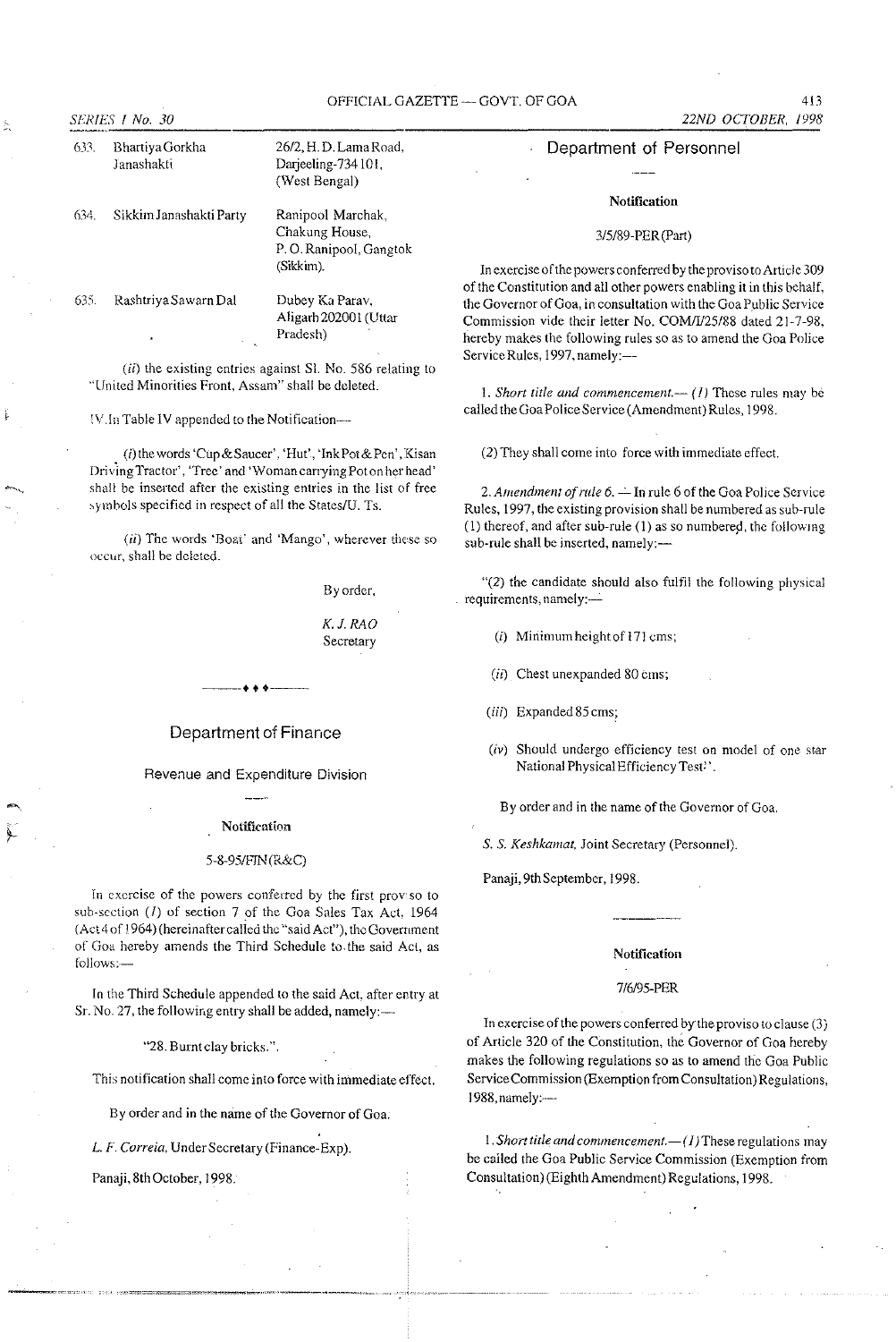| 633. | Bhartiya Gorkha Janashakti | 26/2, H. D. Lama Road, Darjeeling-734 101, (West Bengal) |
|---|---|---|
| 634. | Sikkim Janashakti Party | Ranipool Marchak, Chakung House, P. O. Ranipool, Gangtok (Sikkim). |
| 635. | Rashtriya Sawarn Dal | Dubey Ka Parav, Aligarh 202001 (Uttar Pradesh) |

(*ii*) the existing entries against Sl. No. 586 relating to "United Minorities Front, Assam" shall be deleted.

IV. In Table IV appended to the Notification—

(*i*) the words 'Cup & Saucer', 'Hut', 'Ink Pot & Pen', Kisan Driving Tractor', 'Tree' and 'Woman carrying Pot on her head' shall be inserted after the existing entries in the list of free symbols specified in respect of all the States/U. Ts.

(*ii*) The words 'Boat' and 'Mango', wherever these so occur, shall be deleted.

By order,

*K. J. RAO*
Secretary

---

## Department of Finance

### Revenue and Expenditure Division

**Notification**

5-8-95/FIN(R&C)

In exercise of the powers conferred by the first proviso to sub-section (*1*) of section 7 of the Goa Sales Tax Act, 1964 (Act 4 of 1964) (hereinafter called the "said Act"), the Government of Goa hereby amends the Third Schedule to the said Act, as follows:—

In the Third Schedule appended to the said Act, after entry at Sr. No. 27, the following entry shall be added, namely:—

"28. Burnt clay bricks.".

This notification shall come into force with immediate effect.

By order and in the name of the Governor of Goa.

*L. F. Correia*, Under Secretary (Finance-Exp).

Panaji, 8th October, 1998.

## Department of Personnel

**Notification**

3/5/89-PER (Part)

In exercise of the powers conferred by the proviso to Article 309 of the Constitution and all other powers enabling it in this behalf, the Governor of Goa, in consultation with the Goa Public Service Commission vide their letter No. COM/I/25/88 dated 21-7-98, hereby makes the following rules so as to amend the Goa Police Service Rules, 1997, namely:—

1. *Short title and commencement.*— (*1*) These rules may be called the Goa Police Service (Amendment) Rules, 1998.

(2) They shall come into force with immediate effect.

2. *Amendment of rule 6.* — In rule 6 of the Goa Police Service Rules, 1997, the existing provision shall be numbered as sub-rule (1) thereof, and after sub-rule (1) as so numbered, the following sub-rule shall be inserted, namely:—

"(2) the candidate should also fulfil the following physical requirements, namely:—

(*i*) Minimum height of 171 cms;

(*ii*) Chest unexpanded 80 cms;

(*iii*) Expanded 85 cms;

(*iv*) Should undergo efficiency test on model of one star National Physical Efficiency Test.".

By order and in the name of the Governor of Goa.

*S. S. Keshkamat*, Joint Secretary (Personnel).

Panaji, 9th September, 1998.

---

**Notification**

7/6/95-PER

In exercise of the powers conferred by the proviso to clause (3) of Article 320 of the Constitution, the Governor of Goa hereby makes the following regulations so as to amend the Goa Public Service Commission (Exemption from Consultation) Regulations, 1988, namely:—

1. *Short title and commencement.*—(*1*) These regulations may be called the Goa Public Service Commission (Exemption from Consultation) (Eighth Amendment) Regulations, 1998.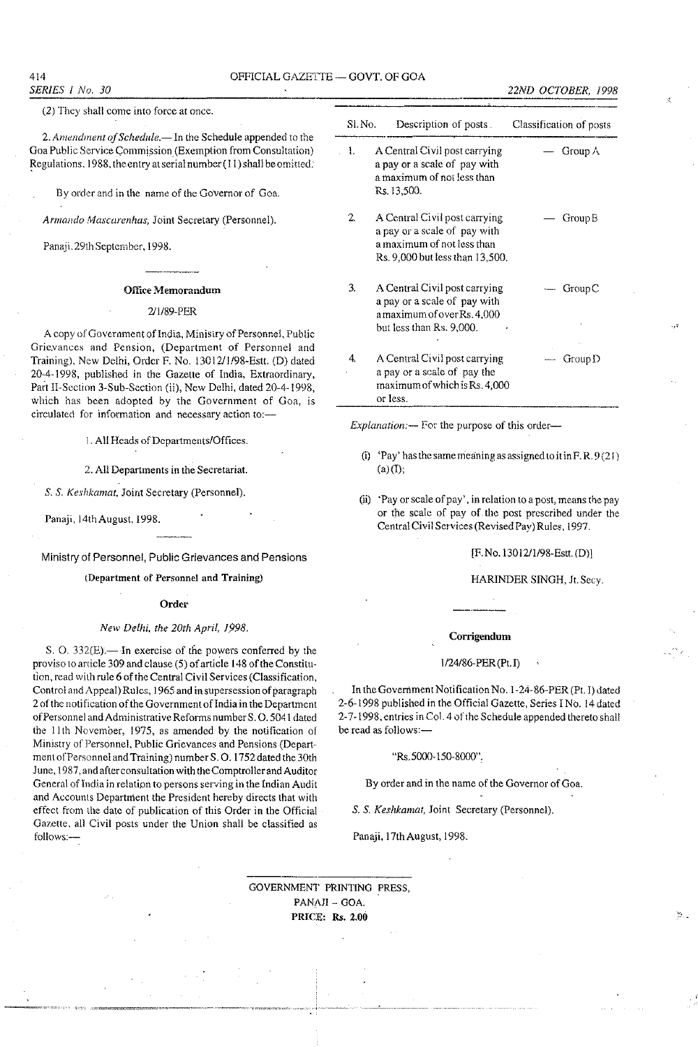(2) They shall come into force at once.

2. *Amendment of Schedule*.— In the Schedule appended to the Goa Public Service Commission (Exemption from Consultation) Regulations, 1988, the entry at serial number (11) shall be omitted.

By order and in the name of the Governor of Goa.

*Armando Mascarenhas,* Joint Secretary (Personnel).

Panaji, 29th September, 1998.

---

### Office Memorandum

2/1/89-PER

A copy of Government of India, Ministry of Personnel, Public Grievances and Pension, (Department of Personnel and Training), New Delhi, Order F. No. 13012/1/98-Estt. (D) dated 20-4-1998, published in the Gazette of India, Extraordinary, Part II-Section 3-Sub-Section (ii), New Delhi, dated 20-4-1998, which has been adopted by the Government of Goa, is circulated for information and necessary action to:—

1. All Heads of Departments/Offices.

2. All Departments in the Secretariat.

*S. S. Keshkamat,* Joint Secretary (Personnel).

Panaji, 14th August, 1998.

---

### Ministry of Personnel, Public Grievances and Pensions

**(Department of Personnel and Training)**

### Order

*New Delhi, the 20th April, 1998.*

S. O. 332(E).— In exercise of the powers conferred by the proviso to article 309 and clause (5) of article 148 of the Constitution, read with rule 6 of the Central Civil Services (Classification, Control and Appeal) Rules, 1965 and in supersession of paragraph 2 of the notification of the Government of India in the Department of Personnel and Administrative Reforms number S. O. 5041 dated the 11th November, 1975, as amended by the notification of Ministry of Personnel, Public Grievances and Pensions (Department of Personnel and Training) number S. O. 1752 dated the 30th June, 1987, and after consultation with the Comptroller and Auditor General of India in relation to persons serving in the Indian Audit and Accounts Department the President hereby directs that with effect from the date of publication of this Order in the Official Gazette, all Civil posts under the Union shall be classified as follows:—

| Sl. No. | Description of posts | Classification of posts |
|---|---|---|
| 1. | A Central Civil post carrying a pay or a scale of pay with a maximum of not less than Rs. 13,500. | — Group A |
| 2. | A Central Civil post carrying a pay or a scale of pay with a maximum of not less than Rs. 9,000 but less than 13,500. | — Group B |
| 3. | A Central Civil post carrying a pay or a scale of pay with a maximum of over Rs. 4,000 but less than Rs. 9,000. | — Group C |
| 4. | A Central Civil post carrying a pay or a scale of pay the maximum of which is Rs. 4,000 or less. | — Group D |

*Explanation:*— For the purpose of this order—

(i) 'Pay' has the same meaning as assigned to it in F. R. 9 (21) (a) (I);

(ii) 'Pay or scale of pay', in relation to a post, means the pay or the scale of pay of the post prescribed under the Central Civil Services (Revised Pay) Rules, 1997.

[F. No. 13012/1/98-Estt. (D)]

HARINDER SINGH, Jt. Secy.

---

### Corrigendum

1/24/86-PER (Pt. I)

In the Government Notification No. 1-24-86-PER (Pt. I) dated 2-6-1998 published in the Official Gazette, Series I No. 14 dated 2-7-1998, entries in Col. 4 of the Schedule appended thereto shall be read as follows:—

"Rs. 5000-150-8000".

By order and in the name of the Governor of Goa.

*S. S. Keshkamat,* Joint Secretary (Personnel).

Panaji, 17th August, 1998.

---

GOVERNMENT PRINTING PRESS,
PANAJI – GOA.
**PRICE: Rs. 2.00**